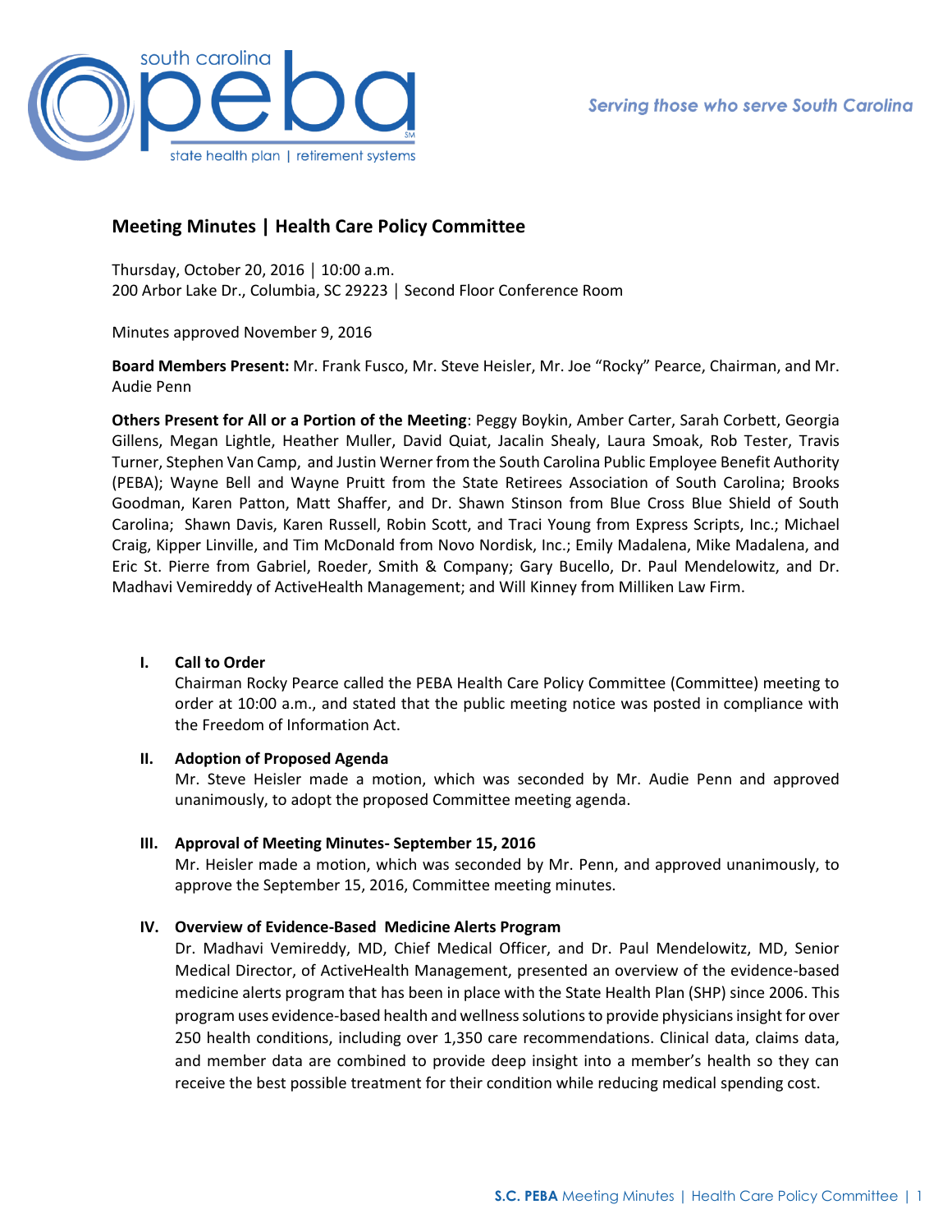Serving those who serve South Carolina

# Meeting Minutes | Health Care Policy Committee

Thursday, October 20, 2016 │ 10:00 a.m.
200 Arbor Lake Dr., Columbia, SC 29223 │ Second Floor Conference Room

Minutes approved November 9, 2016

**Board Members Present:** Mr. Frank Fusco, Mr. Steve Heisler, Mr. Joe "Rocky" Pearce, Chairman, and Mr. Audie Penn

**Others Present for All or a Portion of the Meeting**: Peggy Boykin, Amber Carter, Sarah Corbett, Georgia Gillens, Megan Lightle, Heather Muller, David Quiat, Jacalin Shealy, Laura Smoak, Rob Tester, Travis Turner, Stephen Van Camp, and Justin Werner from the South Carolina Public Employee Benefit Authority (PEBA); Wayne Bell and Wayne Pruitt from the State Retirees Association of South Carolina; Brooks Goodman, Karen Patton, Matt Shaffer, and Dr. Shawn Stinson from Blue Cross Blue Shield of South Carolina; Shawn Davis, Karen Russell, Robin Scott, and Traci Young from Express Scripts, Inc.; Michael Craig, Kipper Linville, and Tim McDonald from Novo Nordisk, Inc.; Emily Madalena, Mike Madalena, and Eric St. Pierre from Gabriel, Roeder, Smith & Company; Gary Bucello, Dr. Paul Mendelowitz, and Dr. Madhavi Vemireddy of ActiveHealth Management; and Will Kinney from Milliken Law Firm.

## I. Call to Order

Chairman Rocky Pearce called the PEBA Health Care Policy Committee (Committee) meeting to order at 10:00 a.m., and stated that the public meeting notice was posted in compliance with the Freedom of Information Act.

## II. Adoption of Proposed Agenda

Mr. Steve Heisler made a motion, which was seconded by Mr. Audie Penn and approved unanimously, to adopt the proposed Committee meeting agenda.

## III. Approval of Meeting Minutes- September 15, 2016

Mr. Heisler made a motion, which was seconded by Mr. Penn, and approved unanimously, to approve the September 15, 2016, Committee meeting minutes.

## IV. Overview of Evidence-Based Medicine Alerts Program

Dr. Madhavi Vemireddy, MD, Chief Medical Officer, and Dr. Paul Mendelowitz, MD, Senior Medical Director, of ActiveHealth Management, presented an overview of the evidence-based medicine alerts program that has been in place with the State Health Plan (SHP) since 2006. This program uses evidence-based health and wellness solutions to provide physicians insight for over 250 health conditions, including over 1,350 care recommendations. Clinical data, claims data, and member data are combined to provide deep insight into a member's health so they can receive the best possible treatment for their condition while reducing medical spending cost.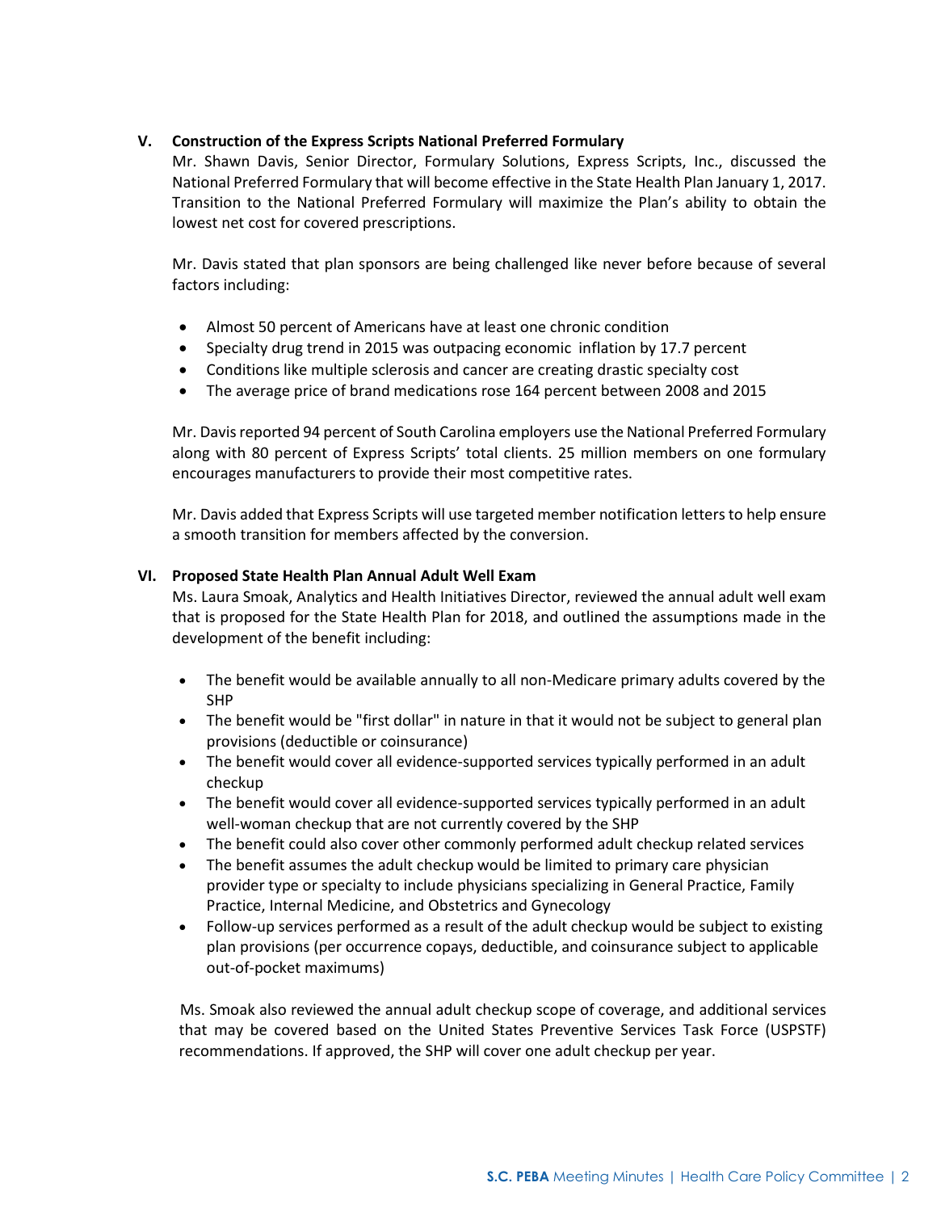## V. Construction of the Express Scripts National Preferred Formulary

Mr. Shawn Davis, Senior Director, Formulary Solutions, Express Scripts, Inc., discussed the National Preferred Formulary that will become effective in the State Health Plan January 1, 2017. Transition to the National Preferred Formulary will maximize the Plan's ability to obtain the lowest net cost for covered prescriptions.

Mr. Davis stated that plan sponsors are being challenged like never before because of several factors including:

- Almost 50 percent of Americans have at least one chronic condition
- Specialty drug trend in 2015 was outpacing economic inflation by 17.7 percent
- Conditions like multiple sclerosis and cancer are creating drastic specialty cost
- The average price of brand medications rose 164 percent between 2008 and 2015

Mr. Davis reported 94 percent of South Carolina employers use the National Preferred Formulary along with 80 percent of Express Scripts' total clients. 25 million members on one formulary encourages manufacturers to provide their most competitive rates.

Mr. Davis added that Express Scripts will use targeted member notification letters to help ensure a smooth transition for members affected by the conversion.

## VI. Proposed State Health Plan Annual Adult Well Exam

Ms. Laura Smoak, Analytics and Health Initiatives Director, reviewed the annual adult well exam that is proposed for the State Health Plan for 2018, and outlined the assumptions made in the development of the benefit including:

- The benefit would be available annually to all non-Medicare primary adults covered by the SHP
- The benefit would be "first dollar" in nature in that it would not be subject to general plan provisions (deductible or coinsurance)
- The benefit would cover all evidence-supported services typically performed in an adult checkup
- The benefit would cover all evidence-supported services typically performed in an adult well-woman checkup that are not currently covered by the SHP
- The benefit could also cover other commonly performed adult checkup related services
- The benefit assumes the adult checkup would be limited to primary care physician provider type or specialty to include physicians specializing in General Practice, Family Practice, Internal Medicine, and Obstetrics and Gynecology
- Follow-up services performed as a result of the adult checkup would be subject to existing plan provisions (per occurrence copays, deductible, and coinsurance subject to applicable out-of-pocket maximums)

Ms. Smoak also reviewed the annual adult checkup scope of coverage, and additional services that may be covered based on the United States Preventive Services Task Force (USPSTF) recommendations. If approved, the SHP will cover one adult checkup per year.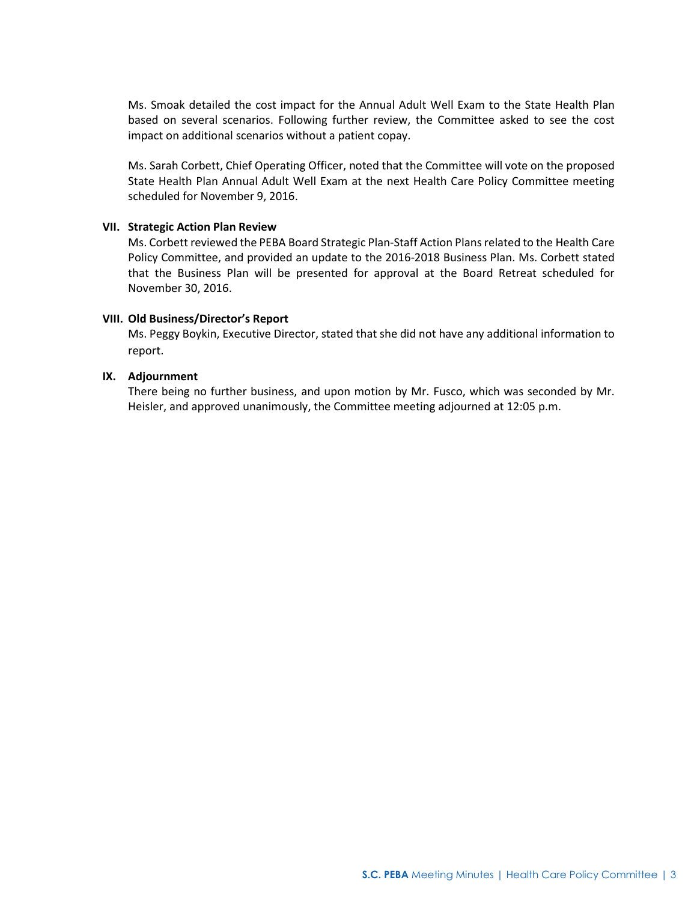Ms. Smoak detailed the cost impact for the Annual Adult Well Exam to the State Health Plan based on several scenarios. Following further review, the Committee asked to see the cost impact on additional scenarios without a patient copay.

Ms. Sarah Corbett, Chief Operating Officer, noted that the Committee will vote on the proposed State Health Plan Annual Adult Well Exam at the next Health Care Policy Committee meeting scheduled for November 9, 2016.

### VII. Strategic Action Plan Review

Ms. Corbett reviewed the PEBA Board Strategic Plan-Staff Action Plans related to the Health Care Policy Committee, and provided an update to the 2016-2018 Business Plan. Ms. Corbett stated that the Business Plan will be presented for approval at the Board Retreat scheduled for November 30, 2016.

### VIII. Old Business/Director's Report

Ms. Peggy Boykin, Executive Director, stated that she did not have any additional information to report.

### IX. Adjournment

There being no further business, and upon motion by Mr. Fusco, which was seconded by Mr. Heisler, and approved unanimously, the Committee meeting adjourned at 12:05 p.m.